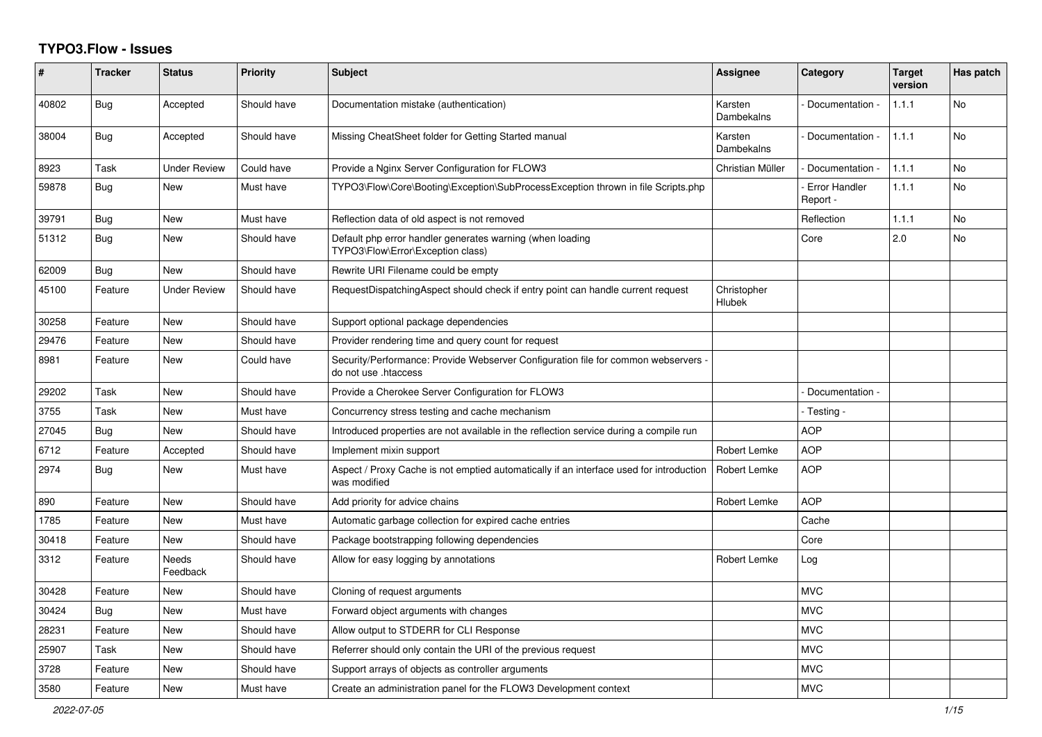# TYPO3.Flow - Issues

| # | Tracker | Status | Priority | Subject | Assignee | Category | Target version | Has patch |
|---|---|---|---|---|---|---|---|---|
| 40802 | Bug | Accepted | Should have | Documentation mistake (authentication) | Karsten Dambekalns | - Documentation - | 1.1.1 | No |
| 38004 | Bug | Accepted | Should have | Missing CheatSheet folder for Getting Started manual | Karsten Dambekalns | - Documentation - | 1.1.1 | No |
| 8923 | Task | Under Review | Could have | Provide a Nginx Server Configuration for FLOW3 | Christian Müller | - Documentation - | 1.1.1 | No |
| 59878 | Bug | New | Must have | TYPO3\Flow\Core\Booting\Exception\SubProcessException thrown in file Scripts.php | | - Error Handler Report - | 1.1.1 | No |
| 39791 | Bug | New | Must have | Reflection data of old aspect is not removed | | Reflection | 1.1.1 | No |
| 51312 | Bug | New | Should have | Default php error handler generates warning (when loading TYPO3\Flow\Error\Exception class) | | Core | 2.0 | No |
| 62009 | Bug | New | Should have | Rewrite URI Filename could be empty | | | | |
| 45100 | Feature | Under Review | Should have | RequestDispatchingAspect should check if entry point can handle current request | Christopher Hlubek | | | |
| 30258 | Feature | New | Should have | Support optional package dependencies | | | | |
| 29476 | Feature | New | Should have | Provider rendering time and query count for request | | | | |
| 8981 | Feature | New | Could have | Security/Performance: Provide Webserver Configuration file for common webservers - do not use .htaccess | | | | |
| 29202 | Task | New | Should have | Provide a Cherokee Server Configuration for FLOW3 | | - Documentation - | | |
| 3755 | Task | New | Must have | Concurrency stress testing and cache mechanism | | - Testing - | | |
| 27045 | Bug | New | Should have | Introduced properties are not available in the reflection service during a compile run | | AOP | | |
| 6712 | Feature | Accepted | Should have | Implement mixin support | Robert Lemke | AOP | | |
| 2974 | Bug | New | Must have | Aspect / Proxy Cache is not emptied automatically if an interface used for introduction was modified | Robert Lemke | AOP | | |
| 890 | Feature | New | Should have | Add priority for advice chains | Robert Lemke | AOP | | |
| 1785 | Feature | New | Must have | Automatic garbage collection for expired cache entries | | Cache | | |
| 30418 | Feature | New | Should have | Package bootstrapping following dependencies | | Core | | |
| 3312 | Feature | Needs Feedback | Should have | Allow for easy logging by annotations | Robert Lemke | Log | | |
| 30428 | Feature | New | Should have | Cloning of request arguments | | MVC | | |
| 30424 | Bug | New | Must have | Forward object arguments with changes | | MVC | | |
| 28231 | Feature | New | Should have | Allow output to STDERR for CLI Response | | MVC | | |
| 25907 | Task | New | Should have | Referrer should only contain the URI of the previous request | | MVC | | |
| 3728 | Feature | New | Should have | Support arrays of objects as controller arguments | | MVC | | |
| 3580 | Feature | New | Must have | Create an administration panel for the FLOW3 Development context | | MVC | | |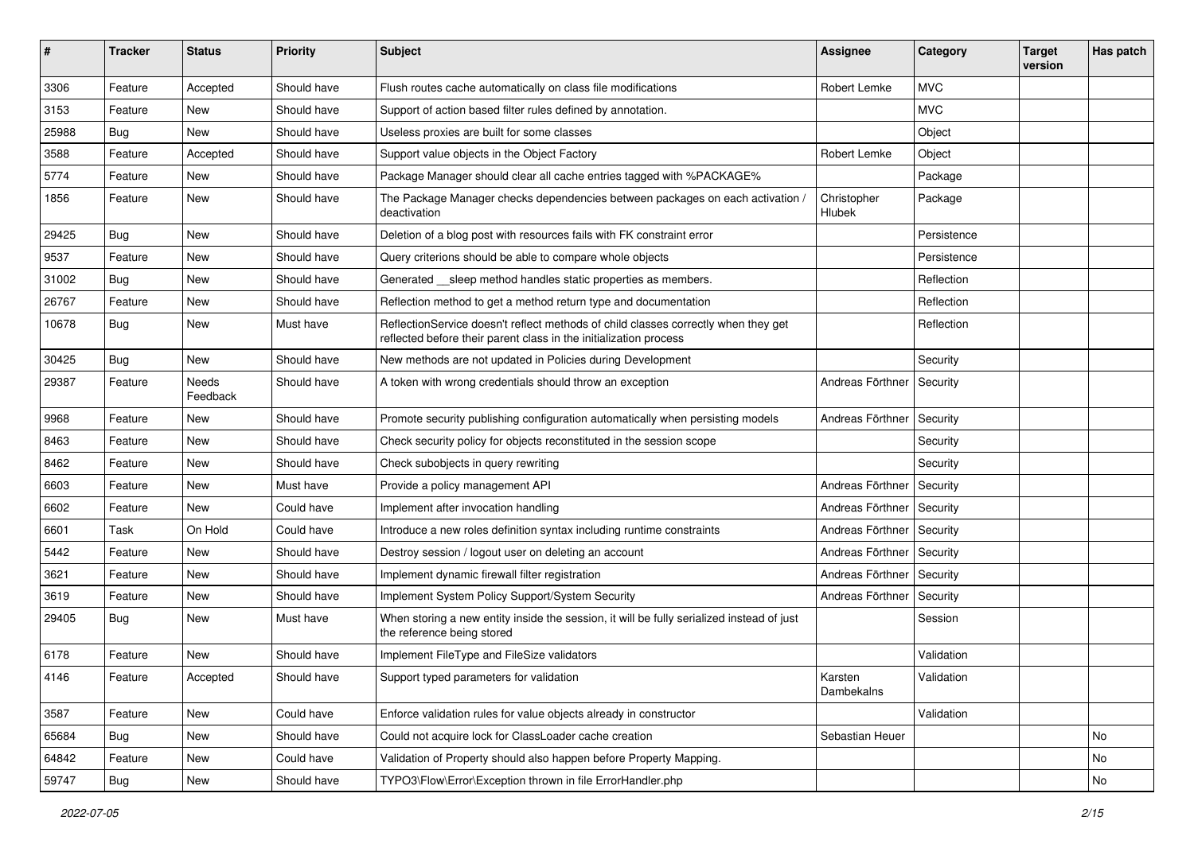| # | Tracker | Status | Priority | Subject | Assignee | Category | Target version | Has patch |
|---|---|---|---|---|---|---|---|---|
| 3306 | Feature | Accepted | Should have | Flush routes cache automatically on class file modifications | Robert Lemke | MVC | | |
| 3153 | Feature | New | Should have | Support of action based filter rules defined by annotation. | | MVC | | |
| 25988 | Bug | New | Should have | Useless proxies are built for some classes | | Object | | |
| 3588 | Feature | Accepted | Should have | Support value objects in the Object Factory | Robert Lemke | Object | | |
| 5774 | Feature | New | Should have | Package Manager should clear all cache entries tagged with %PACKAGE% | | Package | | |
| 1856 | Feature | New | Should have | The Package Manager checks dependencies between packages on each activation / deactivation | Christopher Hlubek | Package | | |
| 29425 | Bug | New | Should have | Deletion of a blog post with resources fails with FK constraint error | | Persistence | | |
| 9537 | Feature | New | Should have | Query criterions should be able to compare whole objects | | Persistence | | |
| 31002 | Bug | New | Should have | Generated __sleep method handles static properties as members. | | Reflection | | |
| 26767 | Feature | New | Should have | Reflection method to get a method return type and documentation | | Reflection | | |
| 10678 | Bug | New | Must have | ReflectionService doesn't reflect methods of child classes correctly when they get reflected before their parent class in the initialization process | | Reflection | | |
| 30425 | Bug | New | Should have | New methods are not updated in Policies during Development | | Security | | |
| 29387 | Feature | Needs Feedback | Should have | A token with wrong credentials should throw an exception | Andreas Förthner | Security | | |
| 9968 | Feature | New | Should have | Promote security publishing configuration automatically when persisting models | Andreas Förthner | Security | | |
| 8463 | Feature | New | Should have | Check security policy for objects reconstituted in the session scope | | Security | | |
| 8462 | Feature | New | Should have | Check subobjects in query rewriting | | Security | | |
| 6603 | Feature | New | Must have | Provide a policy management API | Andreas Förthner | Security | | |
| 6602 | Feature | New | Could have | Implement after invocation handling | Andreas Förthner | Security | | |
| 6601 | Task | On Hold | Could have | Introduce a new roles definition syntax including runtime constraints | Andreas Förthner | Security | | |
| 5442 | Feature | New | Should have | Destroy session / logout user on deleting an account | Andreas Förthner | Security | | |
| 3621 | Feature | New | Should have | Implement dynamic firewall filter registration | Andreas Förthner | Security | | |
| 3619 | Feature | New | Should have | Implement System Policy Support/System Security | Andreas Förthner | Security | | |
| 29405 | Bug | New | Must have | When storing a new entity inside the session, it will be fully serialized instead of just the reference being stored | | Session | | |
| 6178 | Feature | New | Should have | Implement FileType and FileSize validators | | Validation | | |
| 4146 | Feature | Accepted | Should have | Support typed parameters for validation | Karsten Dambekalns | Validation | | |
| 3587 | Feature | New | Could have | Enforce validation rules for value objects already in constructor | | Validation | | |
| 65684 | Bug | New | Should have | Could not acquire lock for ClassLoader cache creation | Sebastian Heuer | | | No |
| 64842 | Feature | New | Could have | Validation of Property should also happen before Property Mapping. | | | | No |
| 59747 | Bug | New | Should have | TYPO3\Flow\Error\Exception thrown in file ErrorHandler.php | | | | No |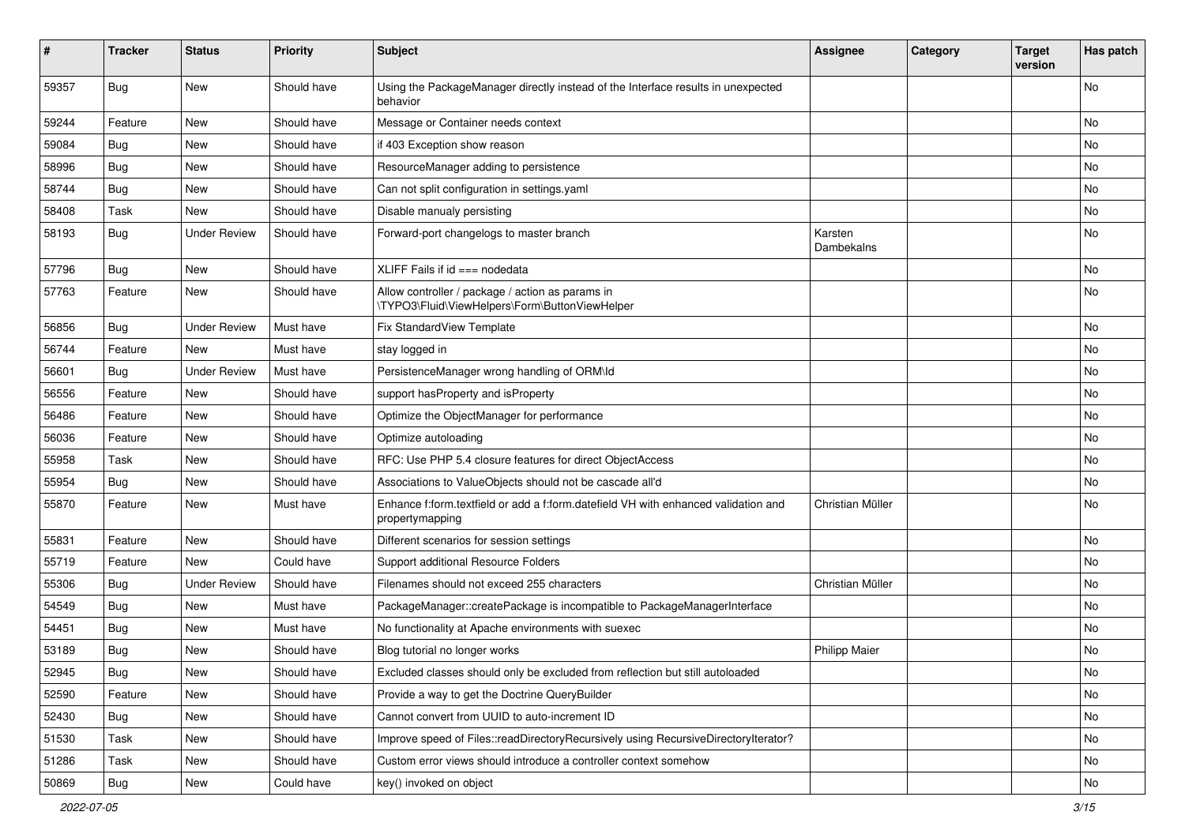| # | Tracker | Status | Priority | Subject | Assignee | Category | Target version | Has patch |
|---|---|---|---|---|---|---|---|---|
| 59357 | Bug | New | Should have | Using the PackageManager directly instead of the Interface results in unexpected behavior | | | | No |
| 59244 | Feature | New | Should have | Message or Container needs context | | | | No |
| 59084 | Bug | New | Should have | if 403 Exception show reason | | | | No |
| 58996 | Bug | New | Should have | ResourceManager adding to persistence | | | | No |
| 58744 | Bug | New | Should have | Can not split configuration in settings.yaml | | | | No |
| 58408 | Task | New | Should have | Disable manualy persisting | | | | No |
| 58193 | Bug | Under Review | Should have | Forward-port changelogs to master branch | Karsten Dambekalns | | | No |
| 57796 | Bug | New | Should have | XLIFF Fails if id === nodedata | | | | No |
| 57763 | Feature | New | Should have | Allow controller / package / action as params in \TYPO3\Fluid\ViewHelpers\Form\ButtonViewHelper | | | | No |
| 56856 | Bug | Under Review | Must have | Fix StandardView Template | | | | No |
| 56744 | Feature | New | Must have | stay logged in | | | | No |
| 56601 | Bug | Under Review | Must have | PersistenceManager wrong handling of ORM\Id | | | | No |
| 56556 | Feature | New | Should have | support hasProperty and isProperty | | | | No |
| 56486 | Feature | New | Should have | Optimize the ObjectManager for performance | | | | No |
| 56036 | Feature | New | Should have | Optimize autoloading | | | | No |
| 55958 | Task | New | Should have | RFC: Use PHP 5.4 closure features for direct ObjectAccess | | | | No |
| 55954 | Bug | New | Should have | Associations to ValueObjects should not be cascade all'd | | | | No |
| 55870 | Feature | New | Must have | Enhance f:form.textfield or add a f:form.datefield VH with enhanced validation and propertymapping | Christian Müller | | | No |
| 55831 | Feature | New | Should have | Different scenarios for session settings | | | | No |
| 55719 | Feature | New | Could have | Support additional Resource Folders | | | | No |
| 55306 | Bug | Under Review | Should have | Filenames should not exceed 255 characters | Christian Müller | | | No |
| 54549 | Bug | New | Must have | PackageManager::createPackage is incompatible to PackageManagerInterface | | | | No |
| 54451 | Bug | New | Must have | No functionality at Apache environments with suexec | | | | No |
| 53189 | Bug | New | Should have | Blog tutorial no longer works | Philipp Maier | | | No |
| 52945 | Bug | New | Should have | Excluded classes should only be excluded from reflection but still autoloaded | | | | No |
| 52590 | Feature | New | Should have | Provide a way to get the Doctrine QueryBuilder | | | | No |
| 52430 | Bug | New | Should have | Cannot convert from UUID to auto-increment ID | | | | No |
| 51530 | Task | New | Should have | Improve speed of Files::readDirectoryRecursively using RecursiveDirectoryIterator? | | | | No |
| 51286 | Task | New | Should have | Custom error views should introduce a controller context somehow | | | | No |
| 50869 | Bug | New | Could have | key() invoked on object | | | | No |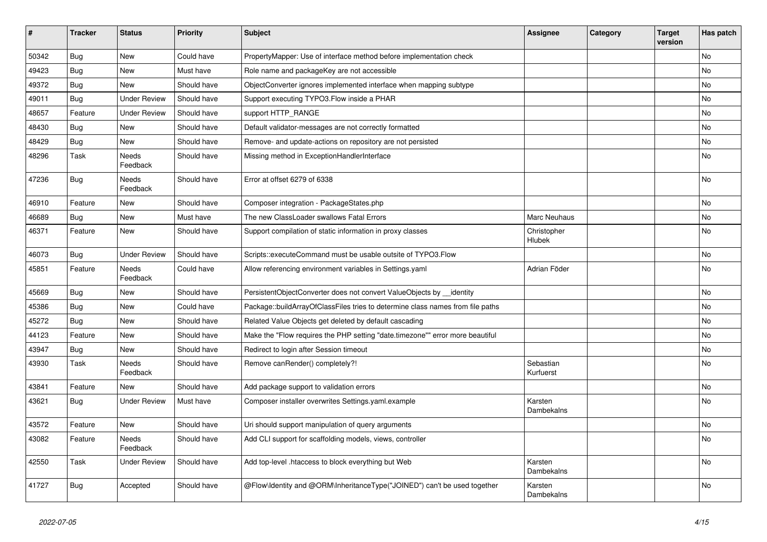| # | Tracker | Status | Priority | Subject | Assignee | Category | Target version | Has patch |
|---|---|---|---|---|---|---|---|---|
| 50342 | Bug | New | Could have | PropertyMapper: Use of interface method before implementation check | | | | No |
| 49423 | Bug | New | Must have | Role name and packageKey are not accessible | | | | No |
| 49372 | Bug | New | Should have | ObjectConverter ignores implemented interface when mapping subtype | | | | No |
| 49011 | Bug | Under Review | Should have | Support executing TYPO3.Flow inside a PHAR | | | | No |
| 48657 | Feature | Under Review | Should have | support HTTP_RANGE | | | | No |
| 48430 | Bug | New | Should have | Default validator-messages are not correctly formatted | | | | No |
| 48429 | Bug | New | Should have | Remove- and update-actions on repository are not persisted | | | | No |
| 48296 | Task | Needs Feedback | Should have | Missing method in ExceptionHandlerInterface | | | | No |
| 47236 | Bug | Needs Feedback | Should have | Error at offset 6279 of 6338 | | | | No |
| 46910 | Feature | New | Should have | Composer integration - PackageStates.php | | | | No |
| 46689 | Bug | New | Must have | The new ClassLoader swallows Fatal Errors | Marc Neuhaus | | | No |
| 46371 | Feature | New | Should have | Support compilation of static information in proxy classes | Christopher Hlubek | | | No |
| 46073 | Bug | Under Review | Should have | Scripts::executeCommand must be usable outsite of TYPO3.Flow | | | | No |
| 45851 | Feature | Needs Feedback | Could have | Allow referencing environment variables in Settings.yaml | Adrian Föder | | | No |
| 45669 | Bug | New | Should have | PersistentObjectConverter does not convert ValueObjects by __identity | | | | No |
| 45386 | Bug | New | Could have | Package::buildArrayOfClassFiles tries to determine class names from file paths | | | | No |
| 45272 | Bug | New | Should have | Related Value Objects get deleted by default cascading | | | | No |
| 44123 | Feature | New | Should have | Make the "Flow requires the PHP setting "date.timezone"" error more beautiful | | | | No |
| 43947 | Bug | New | Should have | Redirect to login after Session timeout | | | | No |
| 43930 | Task | Needs Feedback | Should have | Remove canRender() completely?! | Sebastian Kurfuerst | | | No |
| 43841 | Feature | New | Should have | Add package support to validation errors | | | | No |
| 43621 | Bug | Under Review | Must have | Composer installer overwrites Settings.yaml.example | Karsten Dambekalns | | | No |
| 43572 | Feature | New | Should have | Uri should support manipulation of query arguments | | | | No |
| 43082 | Feature | Needs Feedback | Should have | Add CLI support for scaffolding models, views, controller | | | | No |
| 42550 | Task | Under Review | Should have | Add top-level .htaccess to block everything but Web | Karsten Dambekalns | | | No |
| 41727 | Bug | Accepted | Should have | @Flow\Identity and @ORM\InheritanceType("JOINED") can't be used together | Karsten Dambekalns | | | No |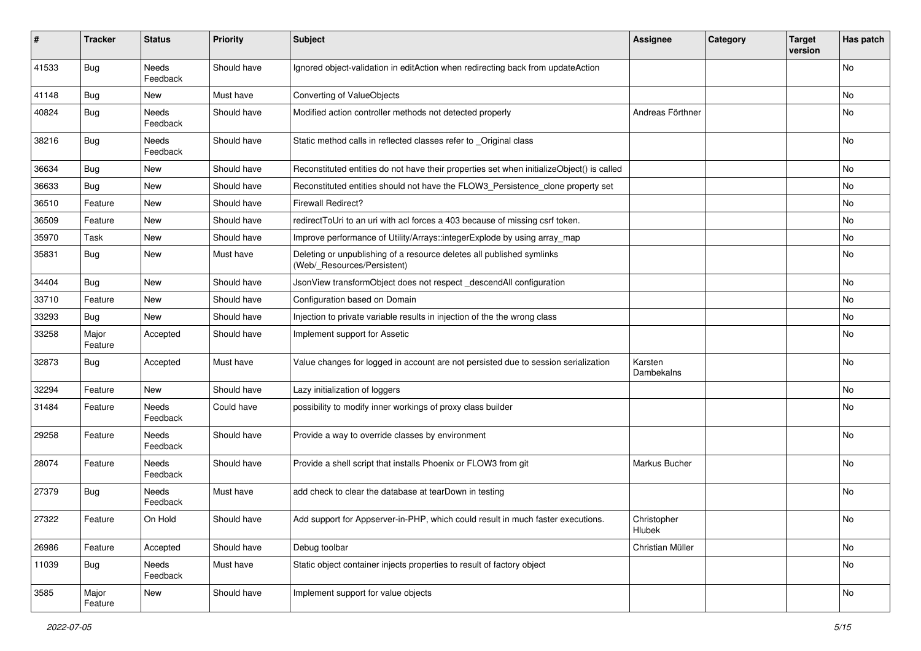| # | Tracker | Status | Priority | Subject | Assignee | Category | Target version | Has patch |
|---|---|---|---|---|---|---|---|---|
| 41533 | Bug | Needs Feedback | Should have | Ignored object-validation in editAction when redirecting back from updateAction | | | | No |
| 41148 | Bug | New | Must have | Converting of ValueObjects | | | | No |
| 40824 | Bug | Needs Feedback | Should have | Modified action controller methods not detected properly | Andreas Förthner | | | No |
| 38216 | Bug | Needs Feedback | Should have | Static method calls in reflected classes refer to _Original class | | | | No |
| 36634 | Bug | New | Should have | Reconstituted entities do not have their properties set when initializeObject() is called | | | | No |
| 36633 | Bug | New | Should have | Reconstituted entities should not have the FLOW3_Persistence_clone property set | | | | No |
| 36510 | Feature | New | Should have | Firewall Redirect? | | | | No |
| 36509 | Feature | New | Should have | redirectToUri to an uri with acl forces a 403 because of missing csrf token. | | | | No |
| 35970 | Task | New | Should have | Improve performance of Utility/Arrays::integerExplode by using array_map | | | | No |
| 35831 | Bug | New | Must have | Deleting or unpublishing of a resource deletes all published symlinks (Web/_Resources/Persistent) | | | | No |
| 34404 | Bug | New | Should have | JsonView transformObject does not respect _descendAll configuration | | | | No |
| 33710 | Feature | New | Should have | Configuration based on Domain | | | | No |
| 33293 | Bug | New | Should have | Injection to private variable results in injection of the the wrong class | | | | No |
| 33258 | Major Feature | Accepted | Should have | Implement support for Assetic | | | | No |
| 32873 | Bug | Accepted | Must have | Value changes for logged in account are not persisted due to session serialization | Karsten Dambekalns | | | No |
| 32294 | Feature | New | Should have | Lazy initialization of loggers | | | | No |
| 31484 | Feature | Needs Feedback | Could have | possibility to modify inner workings of proxy class builder | | | | No |
| 29258 | Feature | Needs Feedback | Should have | Provide a way to override classes by environment | | | | No |
| 28074 | Feature | Needs Feedback | Should have | Provide a shell script that installs Phoenix or FLOW3 from git | Markus Bucher | | | No |
| 27379 | Bug | Needs Feedback | Must have | add check to clear the database at tearDown in testing | | | | No |
| 27322 | Feature | On Hold | Should have | Add support for Appserver-in-PHP, which could result in much faster executions. | Christopher Hlubek | | | No |
| 26986 | Feature | Accepted | Should have | Debug toolbar | Christian Müller | | | No |
| 11039 | Bug | Needs Feedback | Must have | Static object container injects properties to result of factory object | | | | No |
| 3585 | Major Feature | New | Should have | Implement support for value objects | | | | No |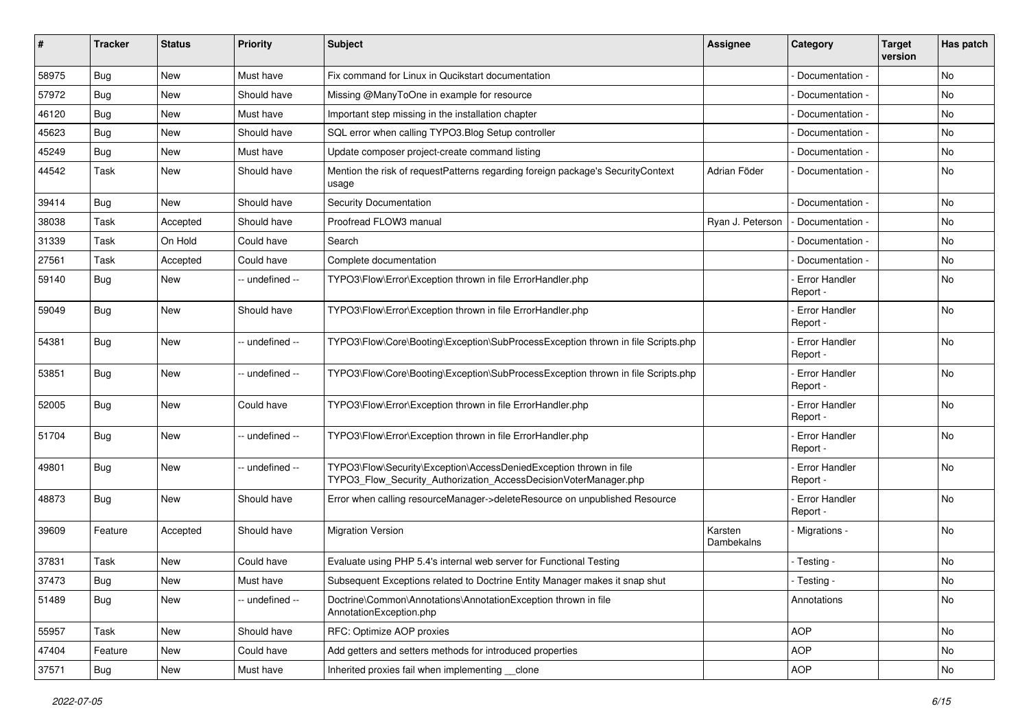| # | Tracker | Status | Priority | Subject | Assignee | Category | Target version | Has patch |
|---|---|---|---|---|---|---|---|---|
| 58975 | Bug | New | Must have | Fix command for Linux in Qucikstart documentation | | - Documentation - | | No |
| 57972 | Bug | New | Should have | Missing @ManyToOne in example for resource | | - Documentation - | | No |
| 46120 | Bug | New | Must have | Important step missing in the installation chapter | | - Documentation - | | No |
| 45623 | Bug | New | Should have | SQL error when calling TYPO3.Blog Setup controller | | - Documentation - | | No |
| 45249 | Bug | New | Must have | Update composer project-create command listing | | - Documentation - | | No |
| 44542 | Task | New | Should have | Mention the risk of requestPatterns regarding foreign package's SecurityContext usage | Adrian Föder | - Documentation - | | No |
| 39414 | Bug | New | Should have | Security Documentation | | - Documentation - | | No |
| 38038 | Task | Accepted | Should have | Proofread FLOW3 manual | Ryan J. Peterson | - Documentation - | | No |
| 31339 | Task | On Hold | Could have | Search | | - Documentation - | | No |
| 27561 | Task | Accepted | Could have | Complete documentation | | - Documentation - | | No |
| 59140 | Bug | New | -- undefined -- | TYPO3\Flow\Error\Exception thrown in file ErrorHandler.php | | - Error Handler Report - | | No |
| 59049 | Bug | New | Should have | TYPO3\Flow\Error\Exception thrown in file ErrorHandler.php | | - Error Handler Report - | | No |
| 54381 | Bug | New | -- undefined -- | TYPO3\Flow\Core\Booting\Exception\SubProcessException thrown in file Scripts.php | | - Error Handler Report - | | No |
| 53851 | Bug | New | -- undefined -- | TYPO3\Flow\Core\Booting\Exception\SubProcessException thrown in file Scripts.php | | - Error Handler Report - | | No |
| 52005 | Bug | New | Could have | TYPO3\Flow\Error\Exception thrown in file ErrorHandler.php | | - Error Handler Report - | | No |
| 51704 | Bug | New | -- undefined -- | TYPO3\Flow\Error\Exception thrown in file ErrorHandler.php | | - Error Handler Report - | | No |
| 49801 | Bug | New | -- undefined -- | TYPO3\Flow\Security\Exception\AccessDeniedException thrown in file TYPO3_Flow_Security_Authorization_AccessDecisionVoterManager.php | | - Error Handler Report - | | No |
| 48873 | Bug | New | Should have | Error when calling resourceManager->deleteResource on unpublished Resource | | - Error Handler Report - | | No |
| 39609 | Feature | Accepted | Should have | Migration Version | Karsten Dambekalns | - Migrations - | | No |
| 37831 | Task | New | Could have | Evaluate using PHP 5.4's internal web server for Functional Testing | | - Testing - | | No |
| 37473 | Bug | New | Must have | Subsequent Exceptions related to Doctrine Entity Manager makes it snap shut | | - Testing - | | No |
| 51489 | Bug | New | -- undefined -- | Doctrine\Common\Annotations\AnnotationException thrown in file AnnotationException.php | | Annotations | | No |
| 55957 | Task | New | Should have | RFC: Optimize AOP proxies | | AOP | | No |
| 47404 | Feature | New | Could have | Add getters and setters methods for introduced properties | | AOP | | No |
| 37571 | Bug | New | Must have | Inherited proxies fail when implementing __clone | | AOP | | No |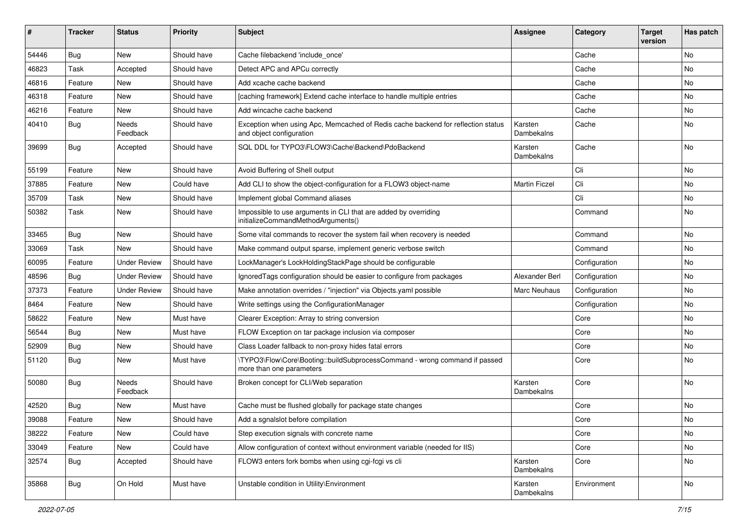| # | Tracker | Status | Priority | Subject | Assignee | Category | Target version | Has patch |
|---|---|---|---|---|---|---|---|---|
| 54446 | Bug | New | Should have | Cache filebackend 'include_once' | | Cache | | No |
| 46823 | Task | Accepted | Should have | Detect APC and APCu correctly | | Cache | | No |
| 46816 | Feature | New | Should have | Add xcache cache backend | | Cache | | No |
| 46318 | Feature | New | Should have | [caching framework] Extend cache interface to handle multiple entries | | Cache | | No |
| 46216 | Feature | New | Should have | Add wincache cache backend | | Cache | | No |
| 40410 | Bug | Needs Feedback | Should have | Exception when using Apc, Memcached of Redis cache backend for reflection status and object configuration | Karsten Dambekalns | Cache | | No |
| 39699 | Bug | Accepted | Should have | SQL DDL for TYPO3\FLOW3\Cache\Backend\PdoBackend | Karsten Dambekalns | Cache | | No |
| 55199 | Feature | New | Should have | Avoid Buffering of Shell output | | Cli | | No |
| 37885 | Feature | New | Could have | Add CLI to show the object-configuration for a FLOW3 object-name | Martin Ficzel | Cli | | No |
| 35709 | Task | New | Should have | Implement global Command aliases | | Cli | | No |
| 50382 | Task | New | Should have | Impossible to use arguments in CLI that are added by overriding initializeCommandMethodArguments() | | Command | | No |
| 33465 | Bug | New | Should have | Some vital commands to recover the system fail when recovery is needed | | Command | | No |
| 33069 | Task | New | Should have | Make command output sparse, implement generic verbose switch | | Command | | No |
| 60095 | Feature | Under Review | Should have | LockManager's LockHoldingStackPage should be configurable | | Configuration | | No |
| 48596 | Bug | Under Review | Should have | IgnoredTags configuration should be easier to configure from packages | Alexander Berl | Configuration | | No |
| 37373 | Feature | Under Review | Should have | Make annotation overrides / "injection" via Objects.yaml possible | Marc Neuhaus | Configuration | | No |
| 8464 | Feature | New | Should have | Write settings using the ConfigurationManager | | Configuration | | No |
| 58622 | Feature | New | Must have | Clearer Exception: Array to string conversion | | Core | | No |
| 56544 | Bug | New | Must have | FLOW Exception on tar package inclusion via composer | | Core | | No |
| 52909 | Bug | New | Should have | Class Loader fallback to non-proxy hides fatal errors | | Core | | No |
| 51120 | Bug | New | Must have | \TYPO3\Flow\Core\Booting::buildSubprocessCommand - wrong command if passed more than one parameters | | Core | | No |
| 50080 | Bug | Needs Feedback | Should have | Broken concept for CLI/Web separation | Karsten Dambekalns | Core | | No |
| 42520 | Bug | New | Must have | Cache must be flushed globally for package state changes | | Core | | No |
| 39088 | Feature | New | Should have | Add a sgnalslot before compilation | | Core | | No |
| 38222 | Feature | New | Could have | Step execution signals with concrete name | | Core | | No |
| 33049 | Feature | New | Could have | Allow configuration of context without environment variable (needed for IIS) | | Core | | No |
| 32574 | Bug | Accepted | Should have | FLOW3 enters fork bombs when using cgi-fcgi vs cli | Karsten Dambekalns | Core | | No |
| 35868 | Bug | On Hold | Must have | Unstable condition in Utility\Environment | Karsten Dambekalns | Environment | | No |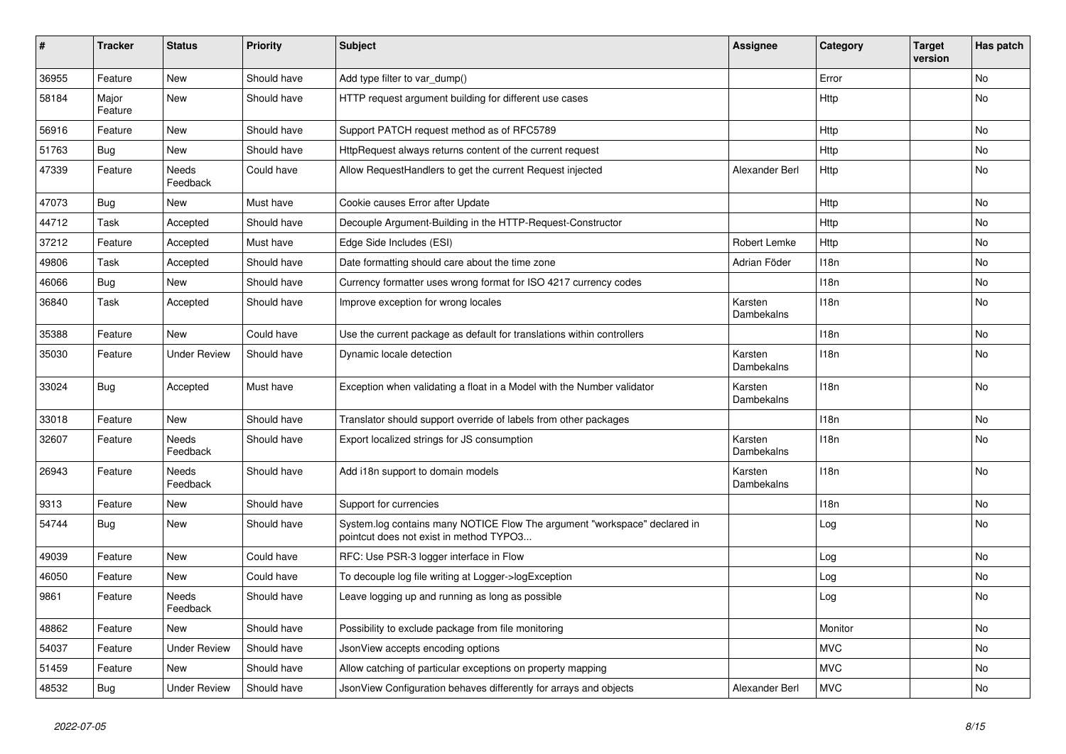| # | Tracker | Status | Priority | Subject | Assignee | Category | Target version | Has patch |
|---|---|---|---|---|---|---|---|---|
| 36955 | Feature | New | Should have | Add type filter to var_dump() | | Error | | No |
| 58184 | Major Feature | New | Should have | HTTP request argument building for different use cases | | Http | | No |
| 56916 | Feature | New | Should have | Support PATCH request method as of RFC5789 | | Http | | No |
| 51763 | Bug | New | Should have | HttpRequest always returns content of the current request | | Http | | No |
| 47339 | Feature | Needs Feedback | Could have | Allow RequestHandlers to get the current Request injected | Alexander Berl | Http | | No |
| 47073 | Bug | New | Must have | Cookie causes Error after Update | | Http | | No |
| 44712 | Task | Accepted | Should have | Decouple Argument-Building in the HTTP-Request-Constructor | | Http | | No |
| 37212 | Feature | Accepted | Must have | Edge Side Includes (ESI) | Robert Lemke | Http | | No |
| 49806 | Task | Accepted | Should have | Date formatting should care about the time zone | Adrian Föder | I18n | | No |
| 46066 | Bug | New | Should have | Currency formatter uses wrong format for ISO 4217 currency codes | | I18n | | No |
| 36840 | Task | Accepted | Should have | Improve exception for wrong locales | Karsten Dambekalns | I18n | | No |
| 35388 | Feature | New | Could have | Use the current package as default for translations within controllers | | I18n | | No |
| 35030 | Feature | Under Review | Should have | Dynamic locale detection | Karsten Dambekalns | I18n | | No |
| 33024 | Bug | Accepted | Must have | Exception when validating a float in a Model with the Number validator | Karsten Dambekalns | I18n | | No |
| 33018 | Feature | New | Should have | Translator should support override of labels from other packages | | I18n | | No |
| 32607 | Feature | Needs Feedback | Should have | Export localized strings for JS consumption | Karsten Dambekalns | I18n | | No |
| 26943 | Feature | Needs Feedback | Should have | Add i18n support to domain models | Karsten Dambekalns | I18n | | No |
| 9313 | Feature | New | Should have | Support for currencies | | I18n | | No |
| 54744 | Bug | New | Should have | System.log contains many NOTICE Flow The argument "workspace" declared in pointcut does not exist in method TYPO3... | | Log | | No |
| 49039 | Feature | New | Could have | RFC: Use PSR-3 logger interface in Flow | | Log | | No |
| 46050 | Feature | New | Could have | To decouple log file writing at Logger->logException | | Log | | No |
| 9861 | Feature | Needs Feedback | Should have | Leave logging up and running as long as possible | | Log | | No |
| 48862 | Feature | New | Should have | Possibility to exclude package from file monitoring | | Monitor | | No |
| 54037 | Feature | Under Review | Should have | JsonView accepts encoding options | | MVC | | No |
| 51459 | Feature | New | Should have | Allow catching of particular exceptions on property mapping | | MVC | | No |
| 48532 | Bug | Under Review | Should have | JsonView Configuration behaves differently for arrays and objects | Alexander Berl | MVC | | No |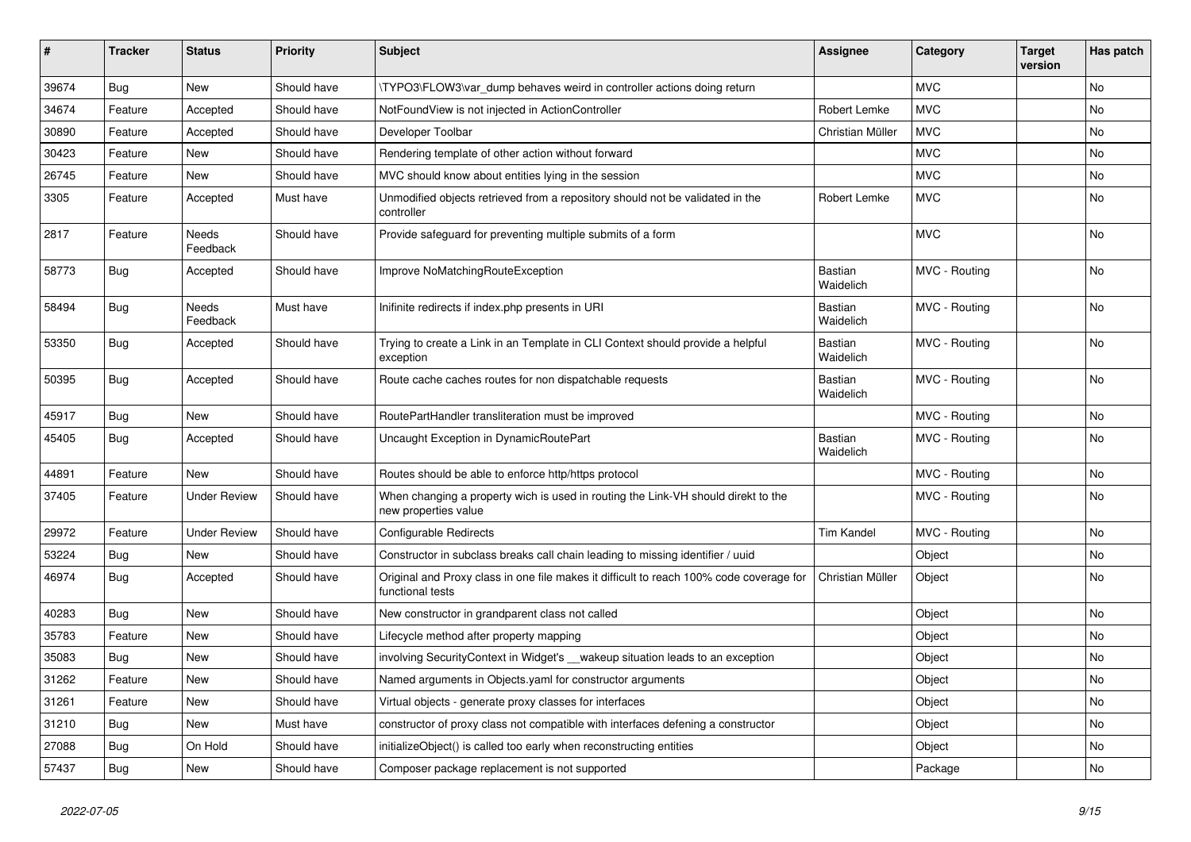| # | Tracker | Status | Priority | Subject | Assignee | Category | Target version | Has patch |
|---|---|---|---|---|---|---|---|---|
| 39674 | Bug | New | Should have | \TYPO3\FLOW3\var_dump behaves weird in controller actions doing return | | MVC | | No |
| 34674 | Feature | Accepted | Should have | NotFoundView is not injected in ActionController | Robert Lemke | MVC | | No |
| 30890 | Feature | Accepted | Should have | Developer Toolbar | Christian Müller | MVC | | No |
| 30423 | Feature | New | Should have | Rendering template of other action without forward | | MVC | | No |
| 26745 | Feature | New | Should have | MVC should know about entities lying in the session | | MVC | | No |
| 3305 | Feature | Accepted | Must have | Unmodified objects retrieved from a repository should not be validated in the controller | Robert Lemke | MVC | | No |
| 2817 | Feature | Needs Feedback | Should have | Provide safeguard for preventing multiple submits of a form | | MVC | | No |
| 58773 | Bug | Accepted | Should have | Improve NoMatchingRouteException | Bastian Waidelich | MVC - Routing | | No |
| 58494 | Bug | Needs Feedback | Must have | Inifinite redirects if index.php presents in URI | Bastian Waidelich | MVC - Routing | | No |
| 53350 | Bug | Accepted | Should have | Trying to create a Link in an Template in CLI Context should provide a helpful exception | Bastian Waidelich | MVC - Routing | | No |
| 50395 | Bug | Accepted | Should have | Route cache caches routes for non dispatchable requests | Bastian Waidelich | MVC - Routing | | No |
| 45917 | Bug | New | Should have | RoutePartHandler transliteration must be improved | | MVC - Routing | | No |
| 45405 | Bug | Accepted | Should have | Uncaught Exception in DynamicRoutePart | Bastian Waidelich | MVC - Routing | | No |
| 44891 | Feature | New | Should have | Routes should be able to enforce http/https protocol | | MVC - Routing | | No |
| 37405 | Feature | Under Review | Should have | When changing a property wich is used in routing the Link-VH should direkt to the new properties value | | MVC - Routing | | No |
| 29972 | Feature | Under Review | Should have | Configurable Redirects | Tim Kandel | MVC - Routing | | No |
| 53224 | Bug | New | Should have | Constructor in subclass breaks call chain leading to missing identifier / uuid | | Object | | No |
| 46974 | Bug | Accepted | Should have | Original and Proxy class in one file makes it difficult to reach 100% code coverage for functional tests | Christian Müller | Object | | No |
| 40283 | Bug | New | Should have | New constructor in grandparent class not called | | Object | | No |
| 35783 | Feature | New | Should have | Lifecycle method after property mapping | | Object | | No |
| 35083 | Bug | New | Should have | involving SecurityContext in Widget's __wakeup situation leads to an exception | | Object | | No |
| 31262 | Feature | New | Should have | Named arguments in Objects.yaml for constructor arguments | | Object | | No |
| 31261 | Feature | New | Should have | Virtual objects - generate proxy classes for interfaces | | Object | | No |
| 31210 | Bug | New | Must have | constructor of proxy class not compatible with interfaces defening a constructor | | Object | | No |
| 27088 | Bug | On Hold | Should have | initializeObject() is called too early when reconstructing entities | | Object | | No |
| 57437 | Bug | New | Should have | Composer package replacement is not supported | | Package | | No |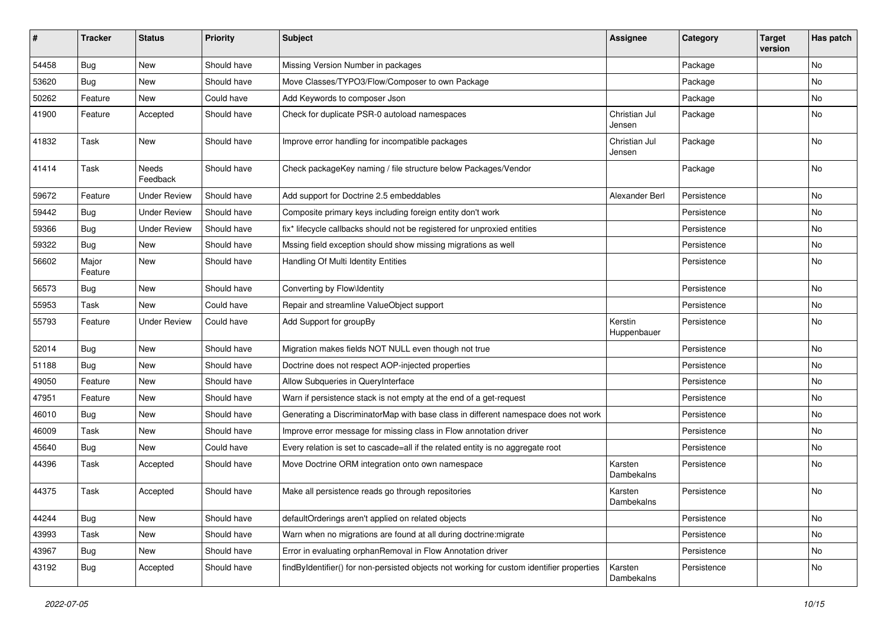| # | Tracker | Status | Priority | Subject | Assignee | Category | Target version | Has patch |
|---|---|---|---|---|---|---|---|---|
| 54458 | Bug | New | Should have | Missing Version Number in packages | | Package | | No |
| 53620 | Bug | New | Should have | Move Classes/TYPO3/Flow/Composer to own Package | | Package | | No |
| 50262 | Feature | New | Could have | Add Keywords to composer Json | | Package | | No |
| 41900 | Feature | Accepted | Should have | Check for duplicate PSR-0 autoload namespaces | Christian Jul Jensen | Package | | No |
| 41832 | Task | New | Should have | Improve error handling for incompatible packages | Christian Jul Jensen | Package | | No |
| 41414 | Task | Needs Feedback | Should have | Check packageKey naming / file structure below Packages/Vendor | | Package | | No |
| 59672 | Feature | Under Review | Should have | Add support for Doctrine 2.5 embeddables | Alexander Berl | Persistence | | No |
| 59442 | Bug | Under Review | Should have | Composite primary keys including foreign entity don't work | | Persistence | | No |
| 59366 | Bug | Under Review | Should have | fix* lifecycle callbacks should not be registered for unproxied entities | | Persistence | | No |
| 59322 | Bug | New | Should have | Mssing field exception should show missing migrations as well | | Persistence | | No |
| 56602 | Major Feature | New | Should have | Handling Of Multi Identity Entities | | Persistence | | No |
| 56573 | Bug | New | Should have | Converting by Flow\Identity | | Persistence | | No |
| 55953 | Task | New | Could have | Repair and streamline ValueObject support | | Persistence | | No |
| 55793 | Feature | Under Review | Could have | Add Support for groupBy | Kerstin Huppenbauer | Persistence | | No |
| 52014 | Bug | New | Should have | Migration makes fields NOT NULL even though not true | | Persistence | | No |
| 51188 | Bug | New | Should have | Doctrine does not respect AOP-injected properties | | Persistence | | No |
| 49050 | Feature | New | Should have | Allow Subqueries in QueryInterface | | Persistence | | No |
| 47951 | Feature | New | Should have | Warn if persistence stack is not empty at the end of a get-request | | Persistence | | No |
| 46010 | Bug | New | Should have | Generating a DiscriminatorMap with base class in different namespace does not work | | Persistence | | No |
| 46009 | Task | New | Should have | Improve error message for missing class in Flow annotation driver | | Persistence | | No |
| 45640 | Bug | New | Could have | Every relation is set to cascade=all if the related entity is no aggregate root | | Persistence | | No |
| 44396 | Task | Accepted | Should have | Move Doctrine ORM integration onto own namespace | Karsten Dambekalns | Persistence | | No |
| 44375 | Task | Accepted | Should have | Make all persistence reads go through repositories | Karsten Dambekalns | Persistence | | No |
| 44244 | Bug | New | Should have | defaultOrderings aren't applied on related objects | | Persistence | | No |
| 43993 | Task | New | Should have | Warn when no migrations are found at all during doctrine:migrate | | Persistence | | No |
| 43967 | Bug | New | Should have | Error in evaluating orphanRemoval in Flow Annotation driver | | Persistence | | No |
| 43192 | Bug | Accepted | Should have | findByIdentifier() for non-persisted objects not working for custom identifier properties | Karsten Dambekalns | Persistence | | No |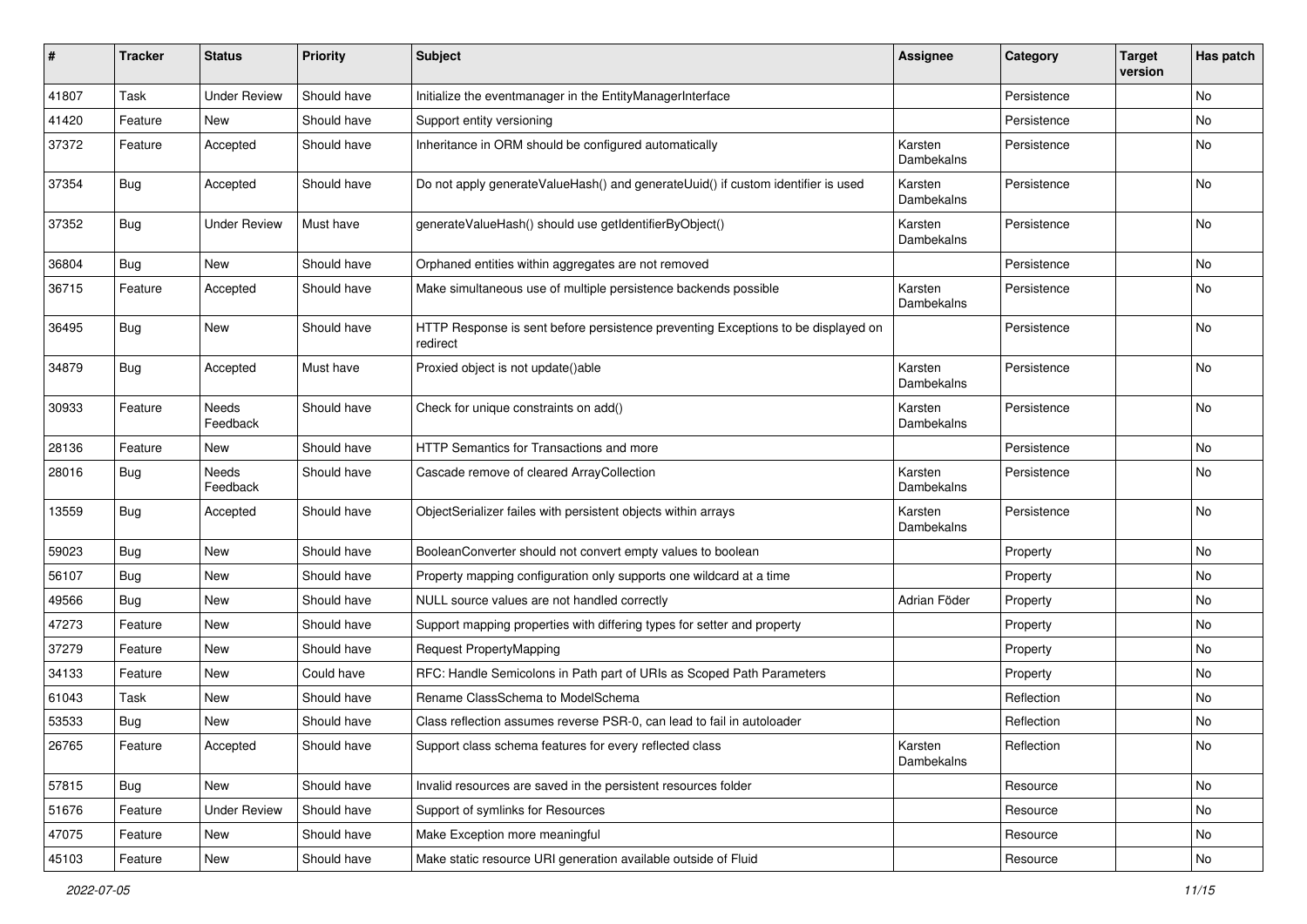| # | Tracker | Status | Priority | Subject | Assignee | Category | Target version | Has patch |
|---|---|---|---|---|---|---|---|---|
| 41807 | Task | Under Review | Should have | Initialize the eventmanager in the EntityManagerInterface | | Persistence | | No |
| 41420 | Feature | New | Should have | Support entity versioning | | Persistence | | No |
| 37372 | Feature | Accepted | Should have | Inheritance in ORM should be configured automatically | Karsten Dambekalns | Persistence | | No |
| 37354 | Bug | Accepted | Should have | Do not apply generateValueHash() and generateUuid() if custom identifier is used | Karsten Dambekalns | Persistence | | No |
| 37352 | Bug | Under Review | Must have | generateValueHash() should use getIdentifierByObject() | Karsten Dambekalns | Persistence | | No |
| 36804 | Bug | New | Should have | Orphaned entities within aggregates are not removed | | Persistence | | No |
| 36715 | Feature | Accepted | Should have | Make simultaneous use of multiple persistence backends possible | Karsten Dambekalns | Persistence | | No |
| 36495 | Bug | New | Should have | HTTP Response is sent before persistence preventing Exceptions to be displayed on redirect | | Persistence | | No |
| 34879 | Bug | Accepted | Must have | Proxied object is not update()able | Karsten Dambekalns | Persistence | | No |
| 30933 | Feature | Needs Feedback | Should have | Check for unique constraints on add() | Karsten Dambekalns | Persistence | | No |
| 28136 | Feature | New | Should have | HTTP Semantics for Transactions and more | | Persistence | | No |
| 28016 | Bug | Needs Feedback | Should have | Cascade remove of cleared ArrayCollection | Karsten Dambekalns | Persistence | | No |
| 13559 | Bug | Accepted | Should have | ObjectSerializer failes with persistent objects within arrays | Karsten Dambekalns | Persistence | | No |
| 59023 | Bug | New | Should have | BooleanConverter should not convert empty values to boolean | | Property | | No |
| 56107 | Bug | New | Should have | Property mapping configuration only supports one wildcard at a time | | Property | | No |
| 49566 | Bug | New | Should have | NULL source values are not handled correctly | Adrian Föder | Property | | No |
| 47273 | Feature | New | Should have | Support mapping properties with differing types for setter and property | | Property | | No |
| 37279 | Feature | New | Should have | Request PropertyMapping | | Property | | No |
| 34133 | Feature | New | Could have | RFC: Handle Semicolons in Path part of URIs as Scoped Path Parameters | | Property | | No |
| 61043 | Task | New | Should have | Rename ClassSchema to ModelSchema | | Reflection | | No |
| 53533 | Bug | New | Should have | Class reflection assumes reverse PSR-0, can lead to fail in autoloader | | Reflection | | No |
| 26765 | Feature | Accepted | Should have | Support class schema features for every reflected class | Karsten Dambekalns | Reflection | | No |
| 57815 | Bug | New | Should have | Invalid resources are saved in the persistent resources folder | | Resource | | No |
| 51676 | Feature | Under Review | Should have | Support of symlinks for Resources | | Resource | | No |
| 47075 | Feature | New | Should have | Make Exception more meaningful | | Resource | | No |
| 45103 | Feature | New | Should have | Make static resource URI generation available outside of Fluid | | Resource | | No |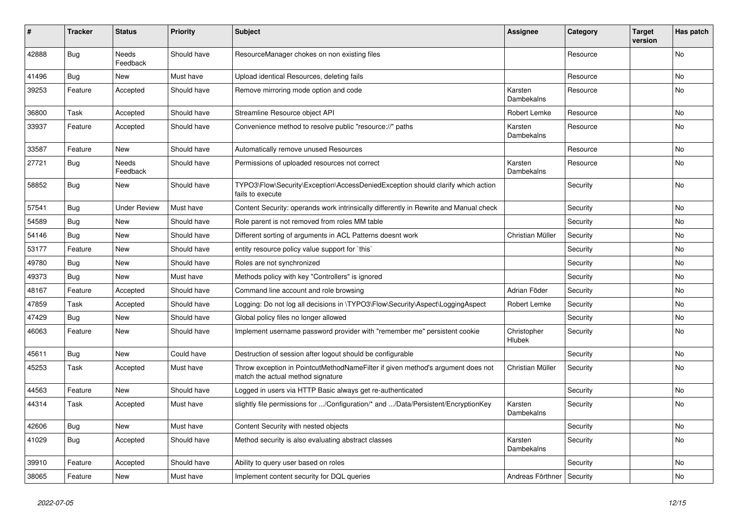| # | Tracker | Status | Priority | Subject | Assignee | Category | Target version | Has patch |
|---|---|---|---|---|---|---|---|---|
| 42888 | Bug | Needs Feedback | Should have | ResourceManager chokes on non existing files | | Resource | | No |
| 41496 | Bug | New | Must have | Upload identical Resources, deleting fails | | Resource | | No |
| 39253 | Feature | Accepted | Should have | Remove mirroring mode option and code | Karsten Dambekalns | Resource | | No |
| 36800 | Task | Accepted | Should have | Streamline Resource object API | Robert Lemke | Resource | | No |
| 33937 | Feature | Accepted | Should have | Convenience method to resolve public "resource://" paths | Karsten Dambekalns | Resource | | No |
| 33587 | Feature | New | Should have | Automatically remove unused Resources | | Resource | | No |
| 27721 | Bug | Needs Feedback | Should have | Permissions of uploaded resources not correct | Karsten Dambekalns | Resource | | No |
| 58852 | Bug | New | Should have | TYPO3\Flow\Security\Exception\AccessDeniedException should clarify which action fails to execute | | Security | | No |
| 57541 | Bug | Under Review | Must have | Content Security: operands work intrinsically differently in Rewrite and Manual check | | Security | | No |
| 54589 | Bug | New | Should have | Role parent is not removed from roles MM table | | Security | | No |
| 54146 | Bug | New | Should have | Different sorting of arguments in ACL Patterns doesnt work | Christian Müller | Security | | No |
| 53177 | Feature | New | Should have | entity resource policy value support for `this` | | Security | | No |
| 49780 | Bug | New | Should have | Roles are not synchronized | | Security | | No |
| 49373 | Bug | New | Must have | Methods policy with key "Controllers" is ignored | | Security | | No |
| 48167 | Feature | Accepted | Should have | Command line account and role browsing | Adrian Föder | Security | | No |
| 47859 | Task | Accepted | Should have | Logging: Do not log all decisions in \TYPO3\Flow\Security\Aspect\LoggingAspect | Robert Lemke | Security | | No |
| 47429 | Bug | New | Should have | Global policy files no longer allowed | | Security | | No |
| 46063 | Feature | New | Should have | Implement username password provider with "remember me" persistent cookie | Christopher Hlubek | Security | | No |
| 45611 | Bug | New | Could have | Destruction of session after logout should be configurable | | Security | | No |
| 45253 | Task | Accepted | Must have | Throw exception in PointcutMethodNameFilter if given method's argument does not match the actual method signature | Christian Müller | Security | | No |
| 44563 | Feature | New | Should have | Logged in users via HTTP Basic always get re-authenticated | | Security | | No |
| 44314 | Task | Accepted | Must have | slightly file permissions for .../Configuration/* and .../Data/Persistent/EncryptionKey | Karsten Dambekalns | Security | | No |
| 42606 | Bug | New | Must have | Content Security with nested objects | | Security | | No |
| 41029 | Bug | Accepted | Should have | Method security is also evaluating abstract classes | Karsten Dambekalns | Security | | No |
| 39910 | Feature | Accepted | Should have | Ability to query user based on roles | | Security | | No |
| 38065 | Feature | New | Must have | Implement content security for DQL queries | Andreas Förthner | Security | | No |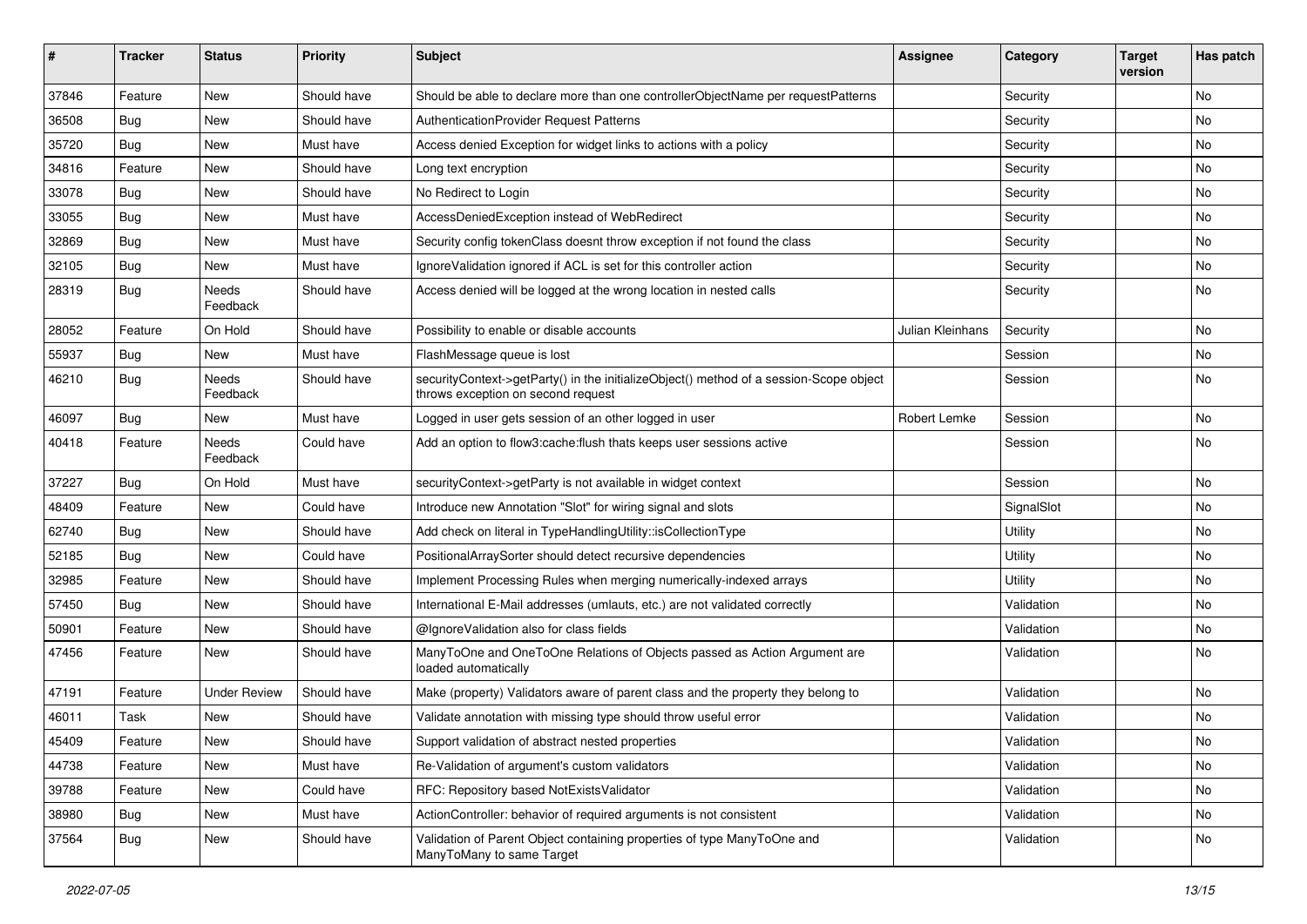| # | Tracker | Status | Priority | Subject | Assignee | Category | Target version | Has patch |
|---|---|---|---|---|---|---|---|---|
| 37846 | Feature | New | Should have | Should be able to declare more than one controllerObjectName per requestPatterns | | Security | | No |
| 36508 | Bug | New | Should have | AuthenticationProvider Request Patterns | | Security | | No |
| 35720 | Bug | New | Must have | Access denied Exception for widget links to actions with a policy | | Security | | No |
| 34816 | Feature | New | Should have | Long text encryption | | Security | | No |
| 33078 | Bug | New | Should have | No Redirect to Login | | Security | | No |
| 33055 | Bug | New | Must have | AccessDeniedException instead of WebRedirect | | Security | | No |
| 32869 | Bug | New | Must have | Security config tokenClass doesnt throw exception if not found the class | | Security | | No |
| 32105 | Bug | New | Must have | IgnoreValidation ignored if ACL is set for this controller action | | Security | | No |
| 28319 | Bug | Needs Feedback | Should have | Access denied will be logged at the wrong location in nested calls | | Security | | No |
| 28052 | Feature | On Hold | Should have | Possibility to enable or disable accounts | Julian Kleinhans | Security | | No |
| 55937 | Bug | New | Must have | FlashMessage queue is lost | | Session | | No |
| 46210 | Bug | Needs Feedback | Should have | securityContext->getParty() in the initializeObject() method of a session-Scope object throws exception on second request | | Session | | No |
| 46097 | Bug | New | Must have | Logged in user gets session of an other logged in user | Robert Lemke | Session | | No |
| 40418 | Feature | Needs Feedback | Could have | Add an option to flow3:cache:flush thats keeps user sessions active | | Session | | No |
| 37227 | Bug | On Hold | Must have | securityContext->getParty is not available in widget context | | Session | | No |
| 48409 | Feature | New | Could have | Introduce new Annotation "Slot" for wiring signal and slots | | SignalSlot | | No |
| 62740 | Bug | New | Should have | Add check on literal in TypeHandlingUtility::isCollectionType | | Utility | | No |
| 52185 | Bug | New | Could have | PositionalArraySorter should detect recursive dependencies | | Utility | | No |
| 32985 | Feature | New | Should have | Implement Processing Rules when merging numerically-indexed arrays | | Utility | | No |
| 57450 | Bug | New | Should have | International E-Mail addresses (umlauts, etc.) are not validated correctly | | Validation | | No |
| 50901 | Feature | New | Should have | @IgnoreValidation also for class fields | | Validation | | No |
| 47456 | Feature | New | Should have | ManyToOne and OneToOne Relations of Objects passed as Action Argument are loaded automatically | | Validation | | No |
| 47191 | Feature | Under Review | Should have | Make (property) Validators aware of parent class and the property they belong to | | Validation | | No |
| 46011 | Task | New | Should have | Validate annotation with missing type should throw useful error | | Validation | | No |
| 45409 | Feature | New | Should have | Support validation of abstract nested properties | | Validation | | No |
| 44738 | Feature | New | Must have | Re-Validation of argument's custom validators | | Validation | | No |
| 39788 | Feature | New | Could have | RFC: Repository based NotExistsValidator | | Validation | | No |
| 38980 | Bug | New | Must have | ActionController: behavior of required arguments is not consistent | | Validation | | No |
| 37564 | Bug | New | Should have | Validation of Parent Object containing properties of type ManyToOne and ManyToMany to same Target | | Validation | | No |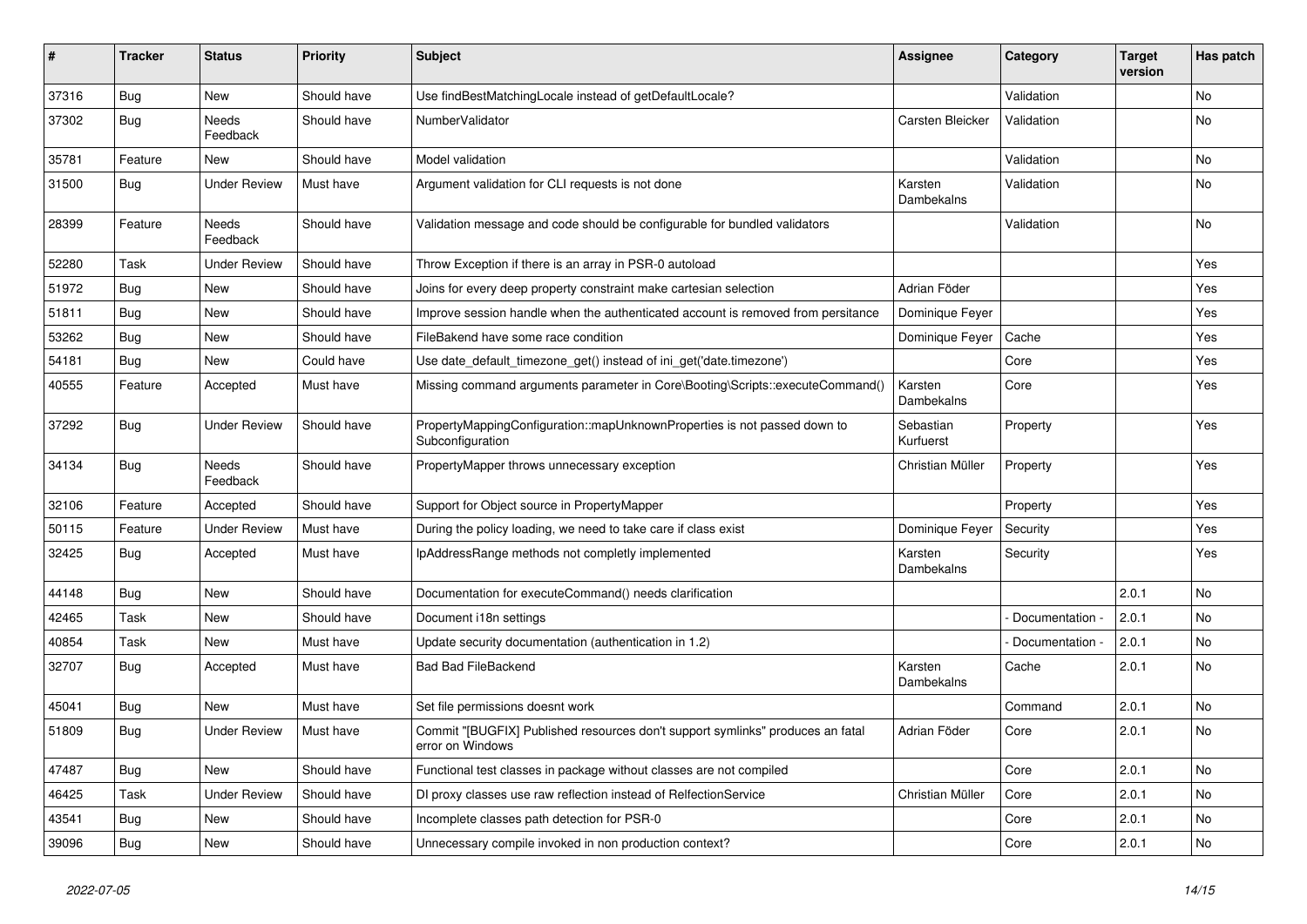| # | Tracker | Status | Priority | Subject | Assignee | Category | Target version | Has patch |
|---|---|---|---|---|---|---|---|---|
| 37316 | Bug | New | Should have | Use findBestMatchingLocale instead of getDefaultLocale? | | Validation | | No |
| 37302 | Bug | Needs Feedback | Should have | NumberValidator | Carsten Bleicker | Validation | | No |
| 35781 | Feature | New | Should have | Model validation | | Validation | | No |
| 31500 | Bug | Under Review | Must have | Argument validation for CLI requests is not done | Karsten Dambekalns | Validation | | No |
| 28399 | Feature | Needs Feedback | Should have | Validation message and code should be configurable for bundled validators | | Validation | | No |
| 52280 | Task | Under Review | Should have | Throw Exception if there is an array in PSR-0 autoload | | | | Yes |
| 51972 | Bug | New | Should have | Joins for every deep property constraint make cartesian selection | Adrian Föder | | | Yes |
| 51811 | Bug | New | Should have | Improve session handle when the authenticated account is removed from persitance | Dominique Feyer | | | Yes |
| 53262 | Bug | New | Should have | FileBakend have some race condition | Dominique Feyer | Cache | | Yes |
| 54181 | Bug | New | Could have | Use date_default_timezone_get() instead of ini_get('date.timezone') | | Core | | Yes |
| 40555 | Feature | Accepted | Must have | Missing command arguments parameter in Core\Booting\Scripts::executeCommand() | Karsten Dambekalns | Core | | Yes |
| 37292 | Bug | Under Review | Should have | PropertyMappingConfiguration::mapUnknownProperties is not passed down to Subconfiguration | Sebastian Kurfuerst | Property | | Yes |
| 34134 | Bug | Needs Feedback | Should have | PropertyMapper throws unnecessary exception | Christian Müller | Property | | Yes |
| 32106 | Feature | Accepted | Should have | Support for Object source in PropertyMapper | | Property | | Yes |
| 50115 | Feature | Under Review | Must have | During the policy loading, we need to take care if class exist | Dominique Feyer | Security | | Yes |
| 32425 | Bug | Accepted | Must have | IpAddressRange methods not completly implemented | Karsten Dambekalns | Security | | Yes |
| 44148 | Bug | New | Should have | Documentation for executeCommand() needs clarification | | | 2.0.1 | No |
| 42465 | Task | New | Should have | Document i18n settings | | - Documentation - | 2.0.1 | No |
| 40854 | Task | New | Must have | Update security documentation (authentication in 1.2) | | - Documentation - | 2.0.1 | No |
| 32707 | Bug | Accepted | Must have | Bad Bad FileBackend | Karsten Dambekalns | Cache | 2.0.1 | No |
| 45041 | Bug | New | Must have | Set file permissions doesnt work | | Command | 2.0.1 | No |
| 51809 | Bug | Under Review | Must have | Commit "[BUGFIX] Published resources don't support symlinks" produces an fatal error on Windows | Adrian Föder | Core | 2.0.1 | No |
| 47487 | Bug | New | Should have | Functional test classes in package without classes are not compiled | | Core | 2.0.1 | No |
| 46425 | Task | Under Review | Should have | DI proxy classes use raw reflection instead of RelfectionService | Christian Müller | Core | 2.0.1 | No |
| 43541 | Bug | New | Should have | Incomplete classes path detection for PSR-0 | | Core | 2.0.1 | No |
| 39096 | Bug | New | Should have | Unnecessary compile invoked in non production context? | | Core | 2.0.1 | No |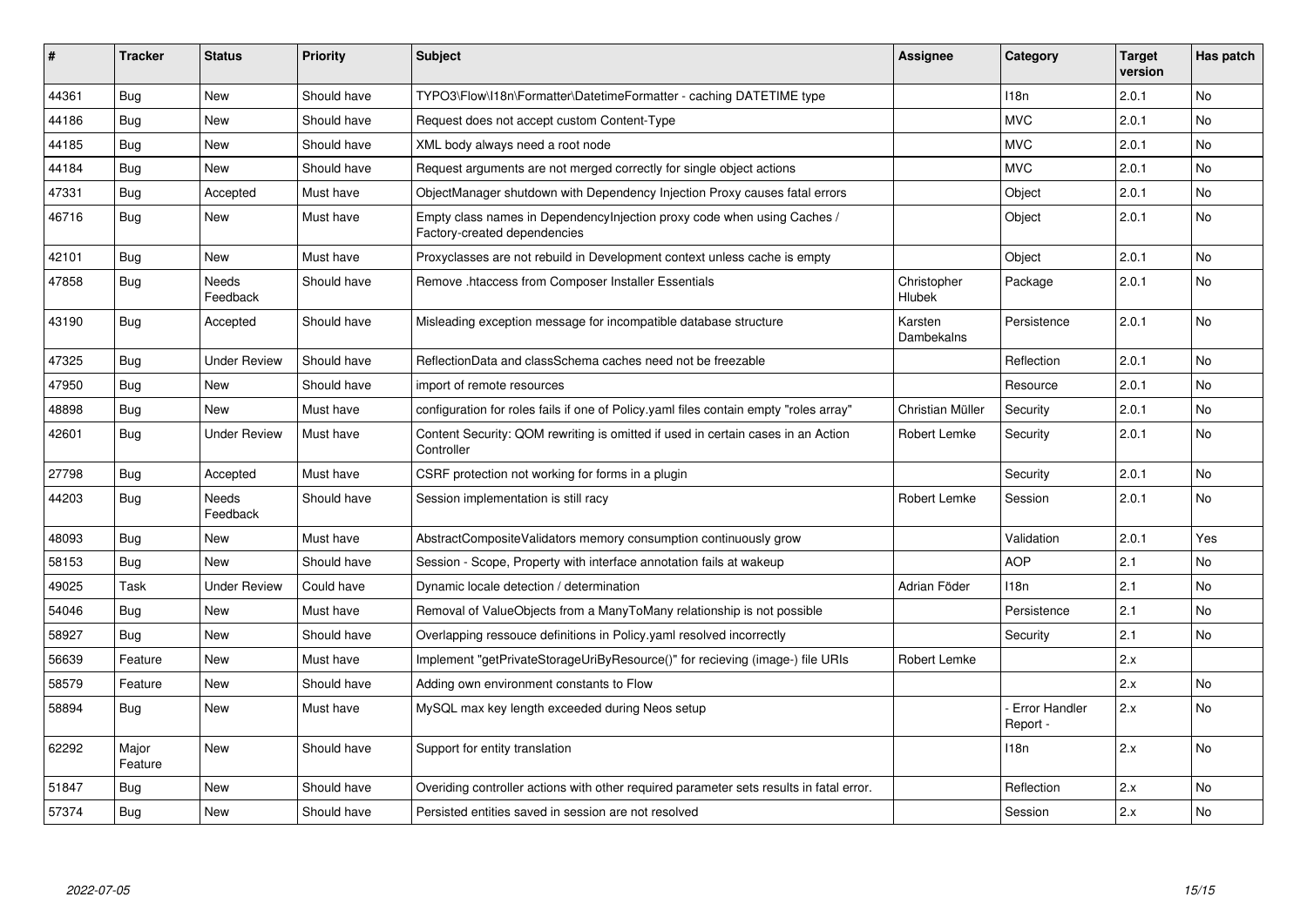| # | Tracker | Status | Priority | Subject | Assignee | Category | Target version | Has patch |
|---|---|---|---|---|---|---|---|---|
| 44361 | Bug | New | Should have | TYPO3\Flow\I18n\Formatter\DatetimeFormatter - caching DATETIME type | | I18n | 2.0.1 | No |
| 44186 | Bug | New | Should have | Request does not accept custom Content-Type | | MVC | 2.0.1 | No |
| 44185 | Bug | New | Should have | XML body always need a root node | | MVC | 2.0.1 | No |
| 44184 | Bug | New | Should have | Request arguments are not merged correctly for single object actions | | MVC | 2.0.1 | No |
| 47331 | Bug | Accepted | Must have | ObjectManager shutdown with Dependency Injection Proxy causes fatal errors | | Object | 2.0.1 | No |
| 46716 | Bug | New | Must have | Empty class names in DependencyInjection proxy code when using Caches / Factory-created dependencies | | Object | 2.0.1 | No |
| 42101 | Bug | New | Must have | Proxyclasses are not rebuild in Development context unless cache is empty | | Object | 2.0.1 | No |
| 47858 | Bug | Needs Feedback | Should have | Remove .htaccess from Composer Installer Essentials | Christopher Hlubek | Package | 2.0.1 | No |
| 43190 | Bug | Accepted | Should have | Misleading exception message for incompatible database structure | Karsten Dambekalns | Persistence | 2.0.1 | No |
| 47325 | Bug | Under Review | Should have | ReflectionData and classSchema caches need not be freezable | | Reflection | 2.0.1 | No |
| 47950 | Bug | New | Should have | import of remote resources | | Resource | 2.0.1 | No |
| 48898 | Bug | New | Must have | configuration for roles fails if one of Policy.yaml files contain empty "roles array" | Christian Müller | Security | 2.0.1 | No |
| 42601 | Bug | Under Review | Must have | Content Security: QOM rewriting is omitted if used in certain cases in an Action Controller | Robert Lemke | Security | 2.0.1 | No |
| 27798 | Bug | Accepted | Must have | CSRF protection not working for forms in a plugin | | Security | 2.0.1 | No |
| 44203 | Bug | Needs Feedback | Should have | Session implementation is still racy | Robert Lemke | Session | 2.0.1 | No |
| 48093 | Bug | New | Must have | AbstractCompositeValidators memory consumption continuously grow | | Validation | 2.0.1 | Yes |
| 58153 | Bug | New | Should have | Session - Scope, Property with interface annotation fails at wakeup | | AOP | 2.1 | No |
| 49025 | Task | Under Review | Could have | Dynamic locale detection / determination | Adrian Föder | I18n | 2.1 | No |
| 54046 | Bug | New | Must have | Removal of ValueObjects from a ManyToMany relationship is not possible | | Persistence | 2.1 | No |
| 58927 | Bug | New | Should have | Overlapping ressouce definitions in Policy.yaml resolved incorrectly | | Security | 2.1 | No |
| 56639 | Feature | New | Must have | Implement "getPrivateStorageUriByResource()" for recieving (image-) file URIs | Robert Lemke | | 2.x | |
| 58579 | Feature | New | Should have | Adding own environment constants to Flow | | | 2.x | No |
| 58894 | Bug | New | Must have | MySQL max key length exceeded during Neos setup | | - Error Handler Report - | 2.x | No |
| 62292 | Major Feature | New | Should have | Support for entity translation | | I18n | 2.x | No |
| 51847 | Bug | New | Should have | Overiding controller actions with other required parameter sets results in fatal error. | | Reflection | 2.x | No |
| 57374 | Bug | New | Should have | Persisted entities saved in session are not resolved | | Session | 2.x | No |